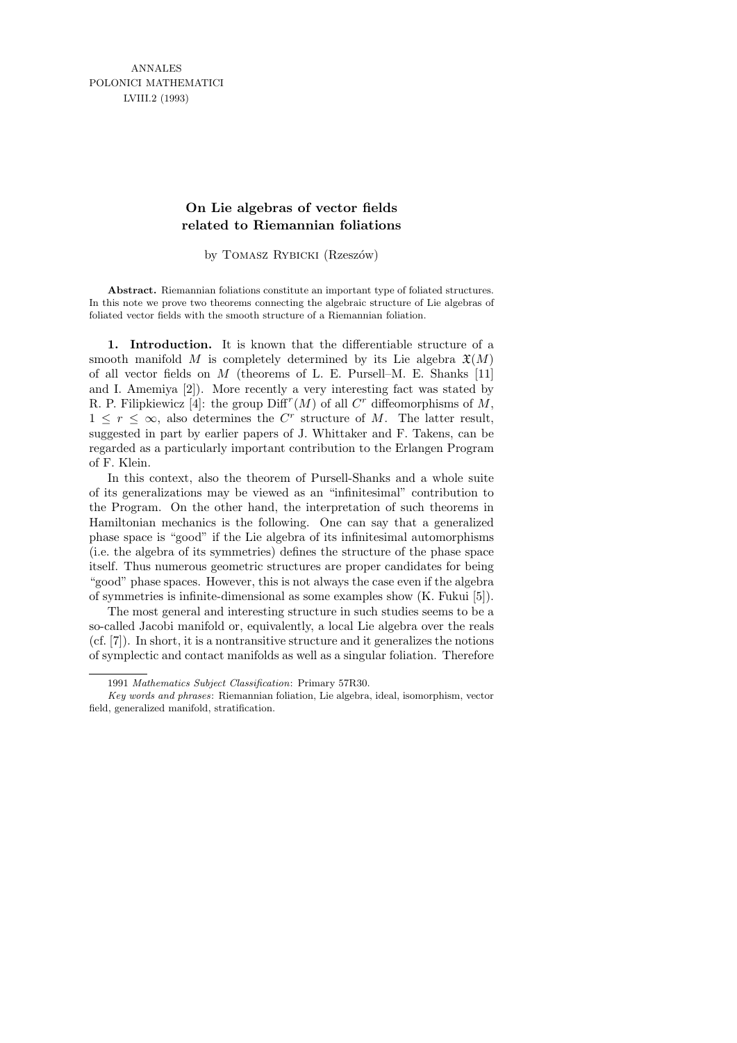ANNALES
POLONICI MATHEMATICI
LVIII.2 (1993)

# On Lie algebras of vector fields related to Riemannian foliations

by Tomasz Rybicki (Rzeszów)

**Abstract.** Riemannian foliations constitute an important type of foliated structures. In this note we prove two theorems connecting the algebraic structure of Lie algebras of foliated vector fields with the smooth structure of a Riemannian foliation.

**1. Introduction.** It is known that the differentiable structure of a smooth manifold $M$ is completely determined by its Lie algebra $\mathfrak{X}(M)$ of all vector fields on $M$ (theorems of L. E. Pursell–M. E. Shanks [11] and I. Amemiya [2]). More recently a very interesting fact was stated by R. P. Filipkiewicz [4]: the group $\mathrm{Diff}^r(M)$ of all $C^r$ diffeomorphisms of $M$, $1 \leq r \leq \infty$, also determines the $C^r$ structure of $M$. The latter result, suggested in part by earlier papers of J. Whittaker and F. Takens, can be regarded as a particularly important contribution to the Erlangen Program of F. Klein.

In this context, also the theorem of Pursell-Shanks and a whole suite of its generalizations may be viewed as an "infinitesimal" contribution to the Program. On the other hand, the interpretation of such theorems in Hamiltonian mechanics is the following. One can say that a generalized phase space is "good" if the Lie algebra of its infinitesimal automorphisms (i.e. the algebra of its symmetries) defines the structure of the phase space itself. Thus numerous geometric structures are proper candidates for being "good" phase spaces. However, this is not always the case even if the algebra of symmetries is infinite-dimensional as some examples show (K. Fukui [5]).

The most general and interesting structure in such studies seems to be a so-called Jacobi manifold or, equivalently, a local Lie algebra over the reals (cf. [7]). In short, it is a nontransitive structure and it generalizes the notions of symplectic and contact manifolds as well as a singular foliation. Therefore

---

1991 *Mathematics Subject Classification*: Primary 57R30.

*Key words and phrases*: Riemannian foliation, Lie algebra, ideal, isomorphism, vector field, generalized manifold, stratification.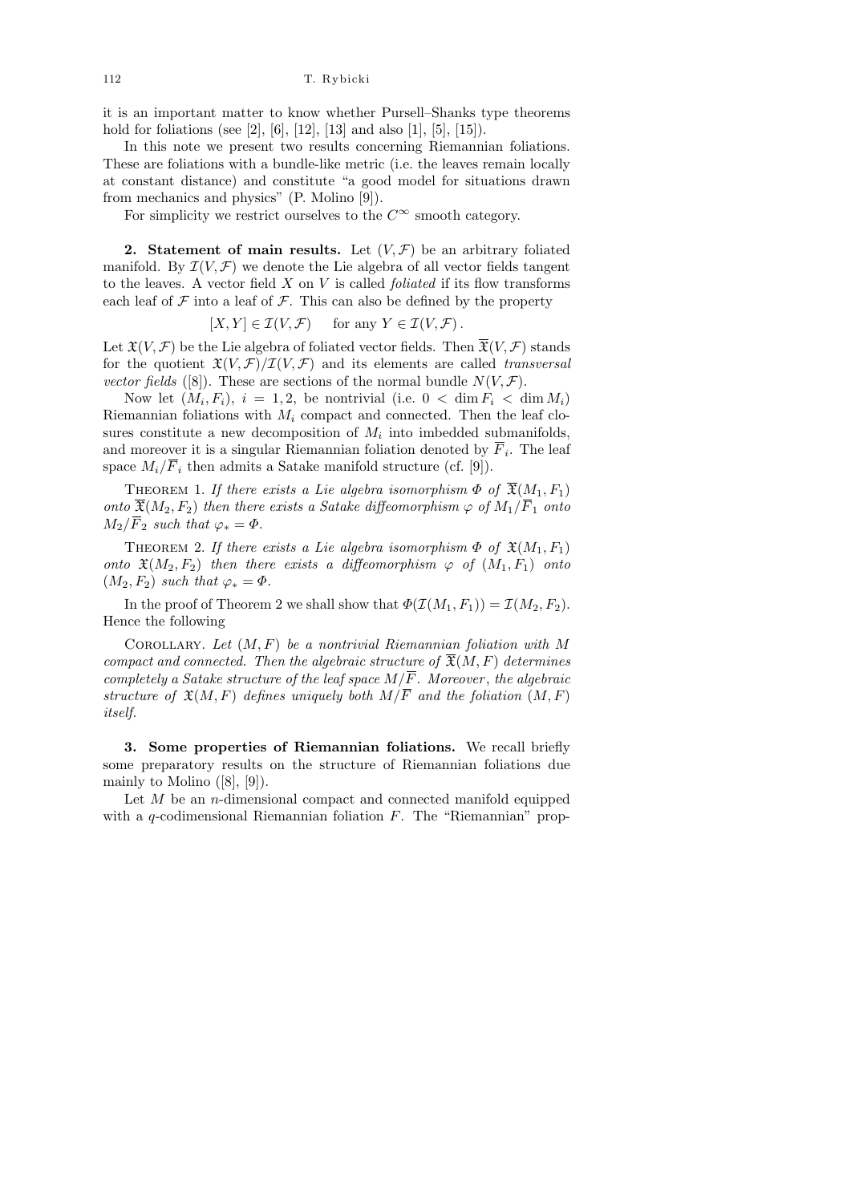it is an important matter to know whether Pursell–Shanks type theorems hold for foliations (see [2], [6], [12], [13] and also [1], [5], [15]).

In this note we present two results concerning Riemannian foliations. These are foliations with a bundle-like metric (i.e. the leaves remain locally at constant distance) and constitute "a good model for situations drawn from mechanics and physics" (P. Molino [9]).

For simplicity we restrict ourselves to the $C^\infty$ smooth category.

**2. Statement of main results.** Let $(V, \mathcal{F})$ be an arbitrary foliated manifold. By $\mathcal{I}(V, \mathcal{F})$ we denote the Lie algebra of all vector fields tangent to the leaves. A vector field $X$ on $V$ is called *foliated* if its flow transforms each leaf of $\mathcal{F}$ into a leaf of $\mathcal{F}$. This can also be defined by the property

$$[X, Y] \in \mathcal{I}(V, \mathcal{F}) \quad \text{for any } Y \in \mathcal{I}(V, \mathcal{F}).$$

Let $\mathfrak{X}(V, \mathcal{F})$ be the Lie algebra of foliated vector fields. Then $\overline{\mathfrak{X}}(V, \mathcal{F})$ stands for the quotient $\mathfrak{X}(V, \mathcal{F})/\mathcal{I}(V, \mathcal{F})$ and its elements are called *transversal vector fields* ([8]). These are sections of the normal bundle $N(V, \mathcal{F})$.

Now let $(M_i, F_i)$, $i = 1, 2$, be nontrivial (i.e. $0 < \dim F_i < \dim M_i$) Riemannian foliations with $M_i$ compact and connected. Then the leaf closures constitute a new decomposition of $M_i$ into imbedded submanifolds, and moreover it is a singular Riemannian foliation denoted by $\overline{F}_i$. The leaf space $M_i/\overline{F}_i$ then admits a Satake manifold structure (cf. [9]).

Theorem 1. *If there exists a Lie algebra isomorphism $\Phi$ of $\overline{\mathfrak{X}}(M_1, F_1)$ onto $\overline{\mathfrak{X}}(M_2, F_2)$ then there exists a Satake diffeomorphism $\varphi$ of $M_1/\overline{F}_1$ onto $M_2/\overline{F}_2$ such that $\varphi_* = \Phi$.*

Theorem 2. *If there exists a Lie algebra isomorphism $\Phi$ of $\mathfrak{X}(M_1, F_1)$ onto $\mathfrak{X}(M_2, F_2)$ then there exists a diffeomorphism $\varphi$ of $(M_1, F_1)$ onto $(M_2, F_2)$ such that $\varphi_* = \Phi$.*

In the proof of Theorem 2 we shall show that $\Phi(\mathcal{I}(M_1, F_1)) = \mathcal{I}(M_2, F_2)$. Hence the following

Corollary. *Let $(M, F)$ be a nontrivial Riemannian foliation with $M$ compact and connected. Then the algebraic structure of $\overline{\mathfrak{X}}(M, F)$ determines completely a Satake structure of the leaf space $M/\overline{F}$. Moreover, the algebraic structure of $\mathfrak{X}(M, F)$ defines uniquely both $M/\overline{F}$ and the foliation $(M, F)$ itself.*

**3. Some properties of Riemannian foliations.** We recall briefly some preparatory results on the structure of Riemannian foliations due mainly to Molino ([8], [9]).

Let $M$ be an $n$-dimensional compact and connected manifold equipped with a $q$-codimensional Riemannian foliation $F$. The "Riemannian" prop-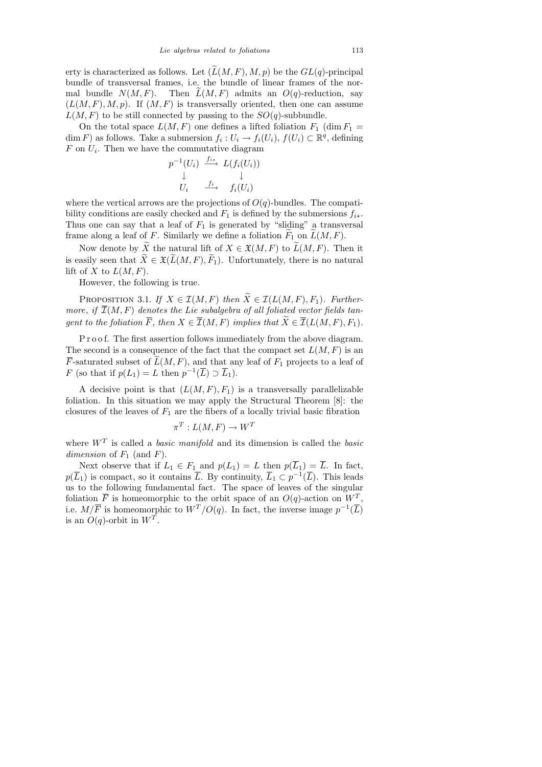erty is characterized as follows. Let $(\widetilde{L}(M,F),M,p)$ be the $GL(q)$-principal bundle of transversal frames, i.e. the bundle of linear frames of the normal bundle $N(M,F)$. Then $\widetilde{L}(M,F)$ admits an $O(q)$-reduction, say $(L(M,F),M,p)$. If $(M,F)$ is transversally oriented, then one can assume $L(M,F)$ to be still connected by passing to the $SO(q)$-subbundle.

On the total space $L(M,F)$ one defines a lifted foliation $F_1$ ($\dim F_1 = \dim F$) as follows. Take a submersion $f_i : U_i \to f_i(U_i)$, $f(U_i) \subset \mathbb{R}^q$, defining $F$ on $U_i$. Then we have the commutative diagram

$$\begin{array}{ccc} p^{-1}(U_i) & \xrightarrow{f_{i*}} & L(f_i(U_i)) \\ \downarrow & & \downarrow \\ U_i & \xrightarrow{f_i} & f_i(U_i) \end{array}$$

where the vertical arrows are the projections of $O(q)$-bundles. The compatibility conditions are easily checked and $F_1$ is defined by the submersions $f_{i*}$. Thus one can say that a leaf of $F_1$ is generated by "sliding" a transversal frame along a leaf of $F$. Similarly we define a foliation $\widetilde{F}_1$ on $\widetilde{L}(M,F)$.

Now denote by $\widetilde{X}$ the natural lift of $X \in \mathfrak{X}(M,F)$ to $\widetilde{L}(M,F)$. Then it is easily seen that $\widetilde{X} \in \mathfrak{X}(\widetilde{L}(M,F),\widetilde{F}_1)$. Unfortunately, there is no natural lift of $X$ to $L(M,F)$.

However, the following is true.

Proposition 3.1. *If* $X \in \mathcal{I}(M,F)$ *then* $\widetilde{X} \in \mathcal{I}(L(M,F),F_1)$. *Furthermore, if* $\overline{\mathcal{I}}(M,F)$ *denotes the Lie subalgebra of all foliated vector fields tangent to the foliation* $\overline{F}$, *then* $X \in \overline{\mathcal{I}}(M,F)$ *implies that* $\widetilde{X} \in \overline{\mathcal{I}}(L(M,F),F_1)$.

Proof. The first assertion follows immediately from the above diagram. The second is a consequence of the fact that the compact set $L(M,F)$ is an $\overline{F}$-saturated subset of $\widetilde{L}(M,F)$, and that any leaf of $F_1$ projects to a leaf of $F$ (so that if $p(L_1) = L$ then $p^{-1}(\overline{L}) \supset \overline{L}_1$).

A decisive point is that $(L(M,F),F_1)$ is a transversally parallelizable foliation. In this situation we may apply the Structural Theorem [8]: the closures of the leaves of $F_1$ are the fibers of a locally trivial basic fibration

$$\pi^T : L(M,F) \to W^T$$

where $W^T$ is called a *basic manifold* and its dimension is called the *basic dimension* of $F_1$ (and $F$).

Next observe that if $L_1 \in F_1$ and $p(L_1) = L$ then $p(\overline{L}_1) = \overline{L}$. In fact, $p(\overline{L}_1)$ is compact, so it contains $\overline{L}$. By continuity, $\overline{L}_1 \subset p^{-1}(\overline{L})$. This leads us to the following fundamental fact. The space of leaves of the singular foliation $\overline{F}$ is homeomorphic to the orbit space of an $O(q)$-action on $W^T$, i.e. $M/\overline{F}$ is homeomorphic to $W^T/O(q)$. In fact, the inverse image $p^{-1}(\overline{L})$ is an $O(q)$-orbit in $W^T$.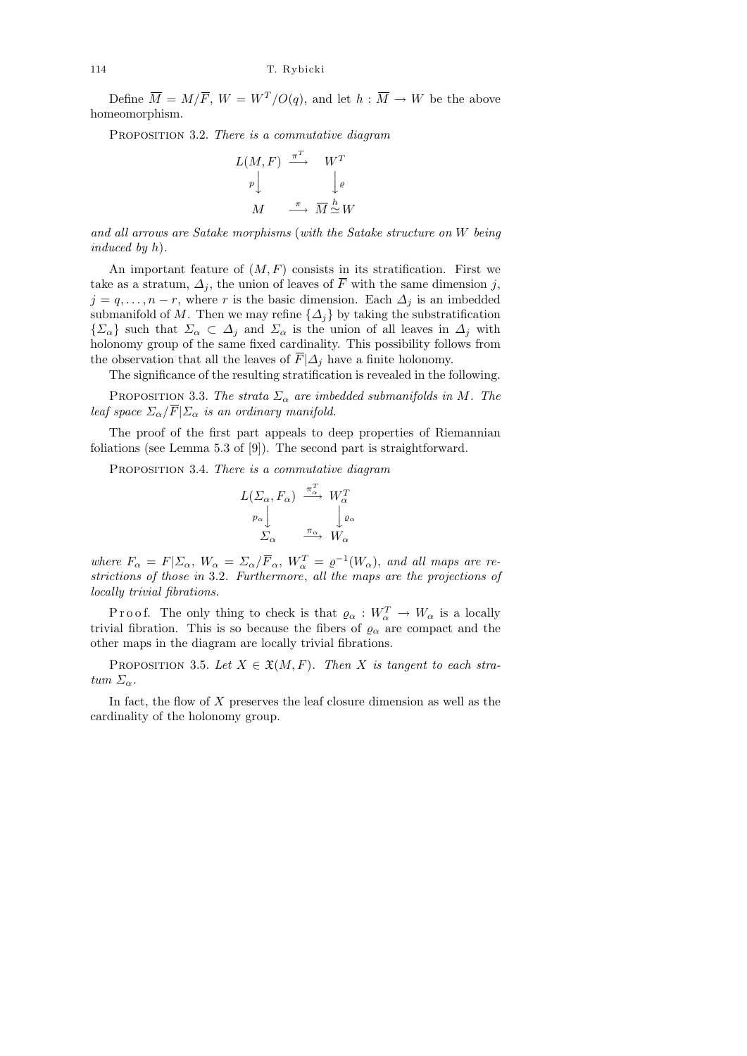Define $\overline{M} = M/\overline{F}$, $W = W^T/O(q)$, and let $h : \overline{M} \to W$ be the above homeomorphism.

Proposition 3.2. *There is a commutative diagram*

$$\begin{array}{ccc} L(M,F) & \xrightarrow{\pi^T} & W^T \\ {\scriptstyle p}\downarrow & & \downarrow{\scriptstyle \varrho} \\ M & \xrightarrow{\pi} & \overline{M} \overset{h}{\simeq} W \end{array}$$

*and all arrows are Satake morphisms* (*with the Satake structure on $W$ being induced by $h$*).

An important feature of $(M,F)$ consists in its stratification. First we take as a stratum, $\Delta_j$, the union of leaves of $\overline{F}$ with the same dimension $j$, $j = q, \ldots, n-r$, where $r$ is the basic dimension. Each $\Delta_j$ is an imbedded submanifold of $M$. Then we may refine $\{\Delta_j\}$ by taking the substratification $\{\Sigma_\alpha\}$ such that $\Sigma_\alpha \subset \Delta_j$ and $\Sigma_\alpha$ is the union of all leaves in $\Delta_j$ with holonomy group of the same fixed cardinality. This possibility follows from the observation that all the leaves of $\overline{F}|\Delta_j$ have a finite holonomy.

The significance of the resulting stratification is revealed in the following.

Proposition 3.3. *The strata $\Sigma_\alpha$ are imbedded submanifolds in $M$. The leaf space $\Sigma_\alpha/\overline{F}|\Sigma_\alpha$ is an ordinary manifold.*

The proof of the first part appeals to deep properties of Riemannian foliations (see Lemma 5.3 of [9]). The second part is straightforward.

Proposition 3.4. *There is a commutative diagram*

$$\begin{array}{ccc} L(\Sigma_\alpha, F_\alpha) & \xrightarrow{\pi^T_\alpha} & W^T_\alpha \\ {\scriptstyle p_\alpha}\downarrow & & \downarrow{\scriptstyle \varrho_\alpha} \\ \Sigma_\alpha & \xrightarrow{\pi_\alpha} & W_\alpha \end{array}$$

*where $F_\alpha = F|\Sigma_\alpha$, $W_\alpha = \Sigma_\alpha/\overline{F}_\alpha$, $W^T_\alpha = \varrho^{-1}(W_\alpha)$, and all maps are restrictions of those in* 3.2. *Furthermore*, *all the maps are the projections of locally trivial fibrations.*

Proof. The only thing to check is that $\varrho_\alpha : W^T_\alpha \to W_\alpha$ is a locally trivial fibration. This is so because the fibers of $\varrho_\alpha$ are compact and the other maps in the diagram are locally trivial fibrations.

Proposition 3.5. *Let $X \in \mathfrak{X}(M,F)$. Then $X$ is tangent to each stratum $\Sigma_\alpha$.*

In fact, the flow of $X$ preserves the leaf closure dimension as well as the cardinality of the holonomy group.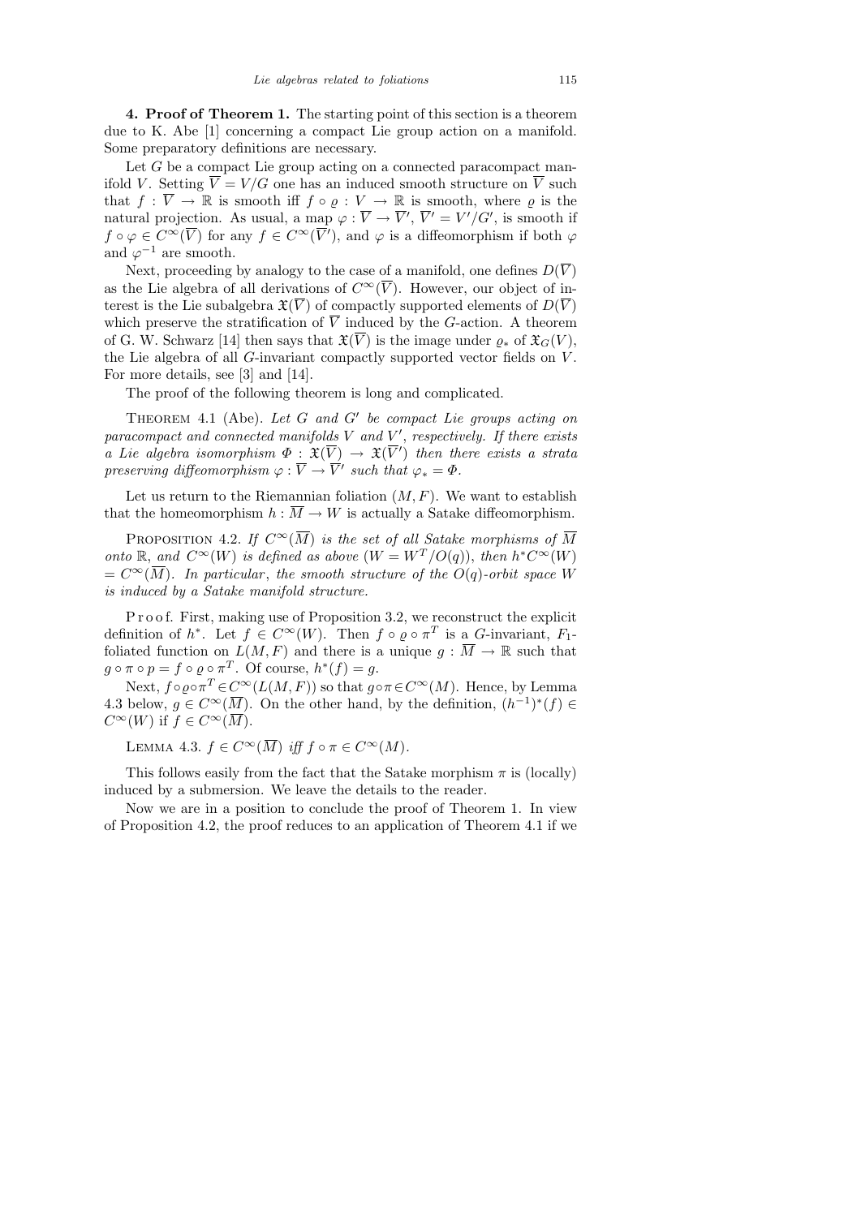**4. Proof of Theorem 1.** The starting point of this section is a theorem due to K. Abe [1] concerning a compact Lie group action on a manifold. Some preparatory definitions are necessary.

Let $G$ be a compact Lie group acting on a connected paracompact manifold $V$. Setting $\overline{V} = V/G$ one has an induced smooth structure on $\overline{V}$ such that $f : \overline{V} \to \mathbb{R}$ is smooth iff $f \circ \varrho : V \to \mathbb{R}$ is smooth, where $\varrho$ is the natural projection. As usual, a map $\varphi : \overline{V} \to \overline{V}'$, $\overline{V}' = V'/G'$, is smooth if $f \circ \varphi \in C^\infty(\overline{V})$ for any $f \in C^\infty(\overline{V}')$, and $\varphi$ is a diffeomorphism if both $\varphi$ and $\varphi^{-1}$ are smooth.

Next, proceeding by analogy to the case of a manifold, one defines $D(\overline{V})$ as the Lie algebra of all derivations of $C^\infty(\overline{V})$. However, our object of interest is the Lie subalgebra $\mathfrak{X}(\overline{V})$ of compactly supported elements of $D(\overline{V})$ which preserve the stratification of $\overline{V}$ induced by the $G$-action. A theorem of G. W. Schwarz [14] then says that $\mathfrak{X}(\overline{V})$ is the image under $\varrho_*$ of $\mathfrak{X}_G(V)$, the Lie algebra of all $G$-invariant compactly supported vector fields on $V$. For more details, see [3] and [14].

The proof of the following theorem is long and complicated.

Theorem 4.1 (Abe). *Let $G$ and $G'$ be compact Lie groups acting on paracompact and connected manifolds $V$ and $V'$, respectively. If there exists a Lie algebra isomorphism $\Phi : \mathfrak{X}(\overline{V}) \to \mathfrak{X}(\overline{V}')$ then there exists a strata preserving diffeomorphism $\varphi : \overline{V} \to \overline{V}'$ such that $\varphi_* = \Phi$.*

Let us return to the Riemannian foliation $(M, F)$. We want to establish that the homeomorphism $h : \overline{M} \to W$ is actually a Satake diffeomorphism.

Proposition 4.2. *If $C^\infty(\overline{M})$ is the set of all Satake morphisms of $\overline{M}$ onto $\mathbb{R}$, and $C^\infty(W)$ is defined as above ($W = W^T/O(q)$), then $h^*C^\infty(W) = C^\infty(\overline{M})$. In particular, the smooth structure of the $O(q)$-orbit space $W$ is induced by a Satake manifold structure.*

Proof. First, making use of Proposition 3.2, we reconstruct the explicit definition of $h^*$. Let $f \in C^\infty(W)$. Then $f \circ \varrho \circ \pi^T$ is a $G$-invariant, $F_1$-foliated function on $L(M, F)$ and there is a unique $g : \overline{M} \to \mathbb{R}$ such that $g \circ \pi \circ p = f \circ \varrho \circ \pi^T$. Of course, $h^*(f) = g$.

Next, $f \circ \varrho \circ \pi^T \in C^\infty(L(M, F))$ so that $g \circ \pi \in C^\infty(M)$. Hence, by Lemma 4.3 below, $g \in C^\infty(\overline{M})$. On the other hand, by the definition, $(h^{-1})^*(f) \in C^\infty(W)$ if $f \in C^\infty(\overline{M})$.

Lemma 4.3. *$f \in C^\infty(\overline{M})$ iff $f \circ \pi \in C^\infty(M)$.*

This follows easily from the fact that the Satake morphism $\pi$ is (locally) induced by a submersion. We leave the details to the reader.

Now we are in a position to conclude the proof of Theorem 1. In view of Proposition 4.2, the proof reduces to an application of Theorem 4.1 if we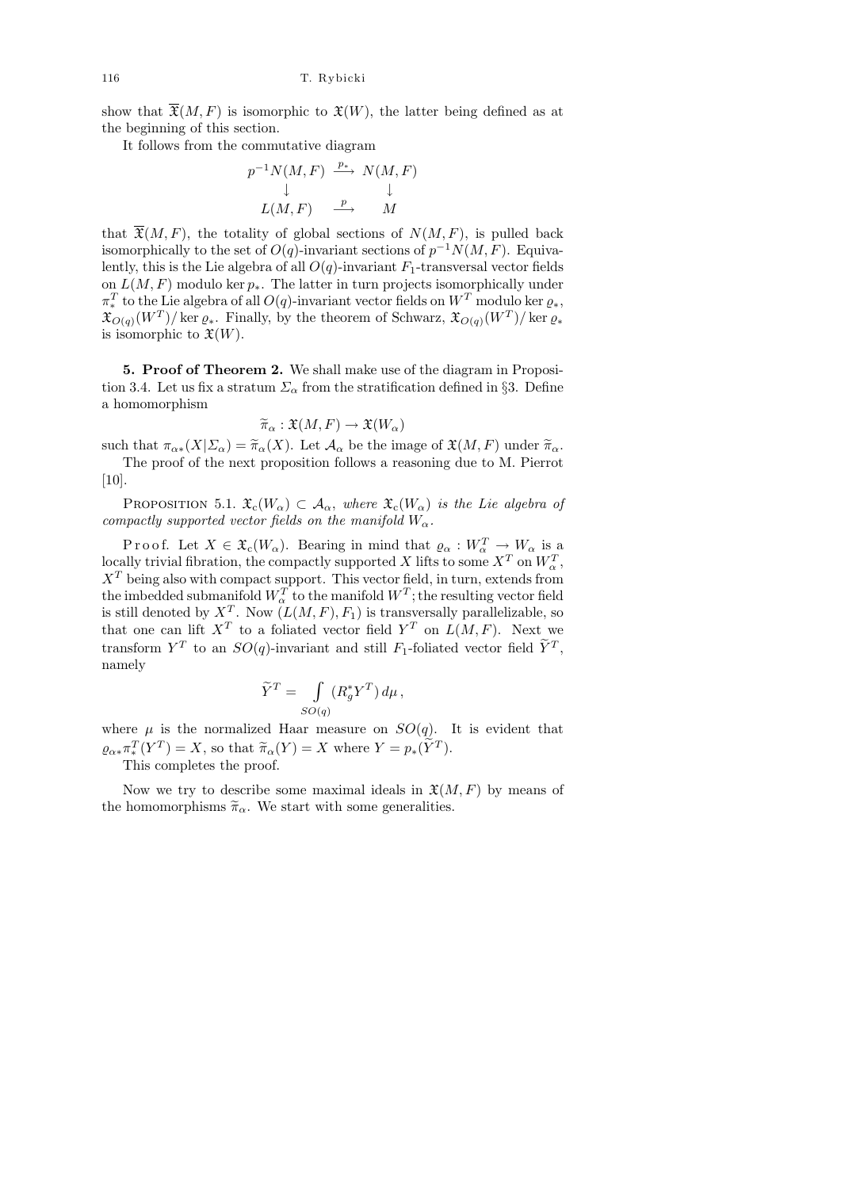show that $\overline{\mathfrak{X}}(M,F)$ is isomorphic to $\mathfrak{X}(W)$, the latter being defined as at the beginning of this section.

It follows from the commutative diagram

$$\begin{array}{ccc} p^{-1}N(M,F) & \xrightarrow{p_*} & N(M,F) \\ \downarrow & & \downarrow \\ L(M,F) & \xrightarrow{p} & M \end{array}$$

that $\overline{\mathfrak{X}}(M,F)$, the totality of global sections of $N(M,F)$, is pulled back isomorphically to the set of $O(q)$-invariant sections of $p^{-1}N(M,F)$. Equivalently, this is the Lie algebra of all $O(q)$-invariant $F_1$-transversal vector fields on $L(M,F)$ modulo $\ker p_*$. The latter in turn projects isomorphically under $\pi^T_*$ to the Lie algebra of all $O(q)$-invariant vector fields on $W^T$ modulo $\ker \varrho_*$, $\mathfrak{X}_{O(q)}(W^T)/\ker\varrho_*$. Finally, by the theorem of Schwarz, $\mathfrak{X}_{O(q)}(W^T)/\ker\varrho_*$ is isomorphic to $\mathfrak{X}(W)$.

**5. Proof of Theorem 2.** We shall make use of the diagram in Proposition 3.4. Let us fix a stratum $\Sigma_\alpha$ from the stratification defined in §3. Define a homomorphism

$$\widetilde{\pi}_\alpha : \mathfrak{X}(M,F) \to \mathfrak{X}(W_\alpha)$$

such that $\pi_{\alpha *}(X|\Sigma_\alpha) = \widetilde{\pi}_\alpha(X)$. Let $\mathcal{A}_\alpha$ be the image of $\mathfrak{X}(M,F)$ under $\widetilde{\pi}_\alpha$.

The proof of the next proposition follows a reasoning due to M. Pierrot [10].

Proposition 5.1. *$\mathfrak{X}_c(W_\alpha) \subset \mathcal{A}_\alpha$, where $\mathfrak{X}_c(W_\alpha)$ is the Lie algebra of compactly supported vector fields on the manifold $W_\alpha$.*

Proof. Let $X \in \mathfrak{X}_c(W_\alpha)$. Bearing in mind that $\varrho_\alpha : W^T_\alpha \to W_\alpha$ is a locally trivial fibration, the compactly supported $X$ lifts to some $X^T$ on $W^T_\alpha$, $X^T$ being also with compact support. This vector field, in turn, extends from the imbedded submanifold $W^T_\alpha$ to the manifold $W^T$; the resulting vector field is still denoted by $X^T$. Now $(L(M,F),F_1)$ is transversally parallelizable, so that one can lift $X^T$ to a foliated vector field $Y^T$ on $L(M,F)$. Next we transform $Y^T$ to an $SO(q)$-invariant and still $F_1$-foliated vector field $\widetilde{Y}^T$, namely

$$\widetilde{Y}^T = \int\limits_{SO(q)} (R^*_g Y^T)\, d\mu\,,$$

where $\mu$ is the normalized Haar measure on $SO(q)$. It is evident that $\varrho_{\alpha *}\pi^T_*(Y^T) = X$, so that $\widetilde{\pi}_\alpha(Y) = X$ where $Y = p_*(\widetilde{Y}^T)$.

This completes the proof.

Now we try to describe some maximal ideals in $\mathfrak{X}(M,F)$ by means of the homomorphisms $\widetilde{\pi}_\alpha$. We start with some generalities.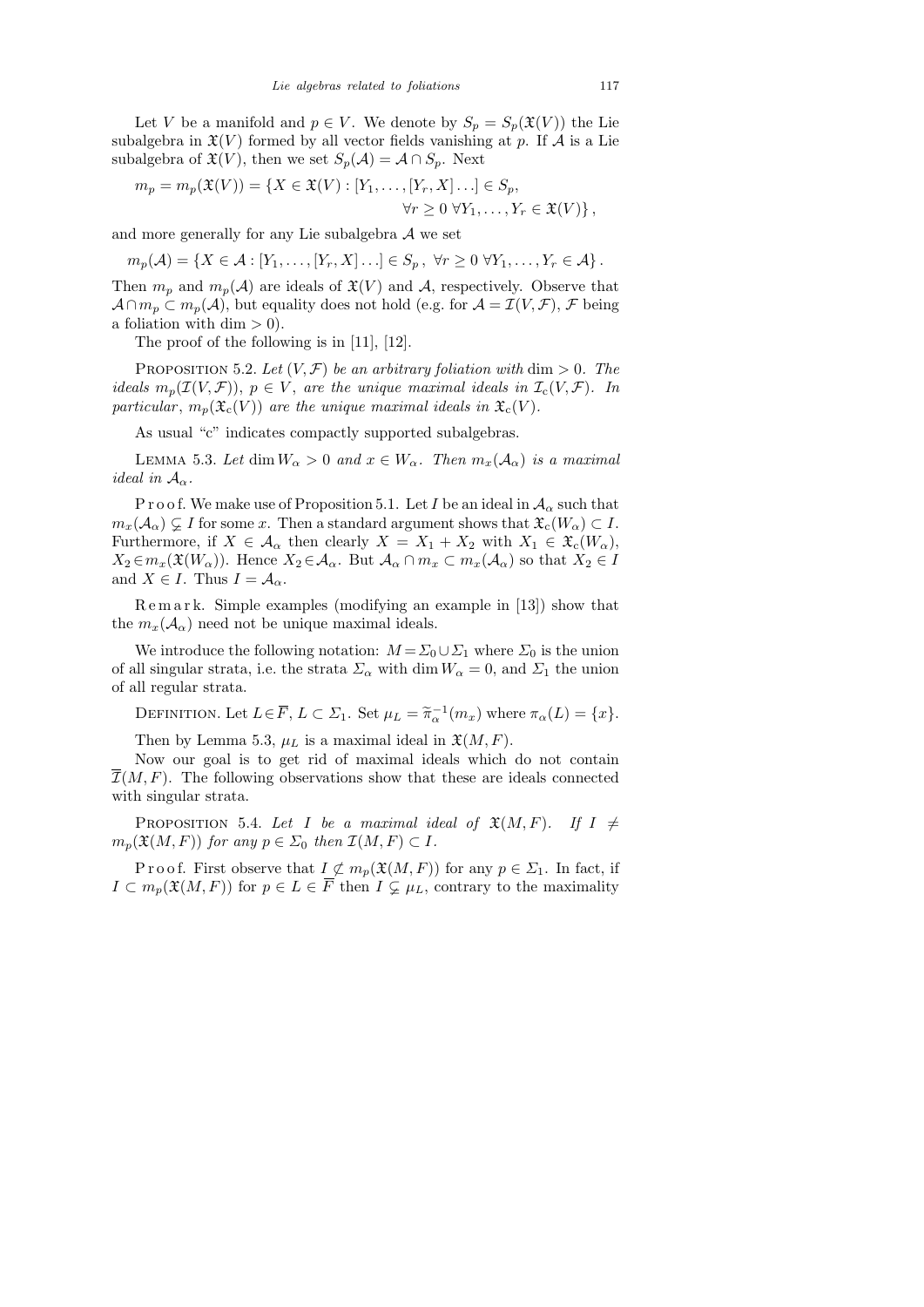Let $V$ be a manifold and $p \in V$. We denote by $S_p = S_p(\mathfrak{X}(V))$ the Lie subalgebra in $\mathfrak{X}(V)$ formed by all vector fields vanishing at $p$. If $\mathcal{A}$ is a Lie subalgebra of $\mathfrak{X}(V)$, then we set $S_p(\mathcal{A}) = \mathcal{A} \cap S_p$. Next

$$m_p = m_p(\mathfrak{X}(V)) = \{X \in \mathfrak{X}(V) : [Y_1, \ldots, [Y_r, X] \ldots] \in S_p, \\ \forall r \geq 0 \ \forall Y_1, \ldots, Y_r \in \mathfrak{X}(V)\},$$

and more generally for any Lie subalgebra $\mathcal{A}$ we set

$$m_p(\mathcal{A}) = \{X \in \mathcal{A} : [Y_1, \ldots, [Y_r, X] \ldots] \in S_p, \ \forall r \geq 0 \ \forall Y_1, \ldots, Y_r \in \mathcal{A}\}.$$

Then $m_p$ and $m_p(\mathcal{A})$ are ideals of $\mathfrak{X}(V)$ and $\mathcal{A}$, respectively. Observe that $\mathcal{A} \cap m_p \subset m_p(\mathcal{A})$, but equality does not hold (e.g. for $\mathcal{A} = \mathcal{I}(V, \mathcal{F})$, $\mathcal{F}$ being a foliation with $\dim > 0$).

The proof of the following is in [11], [12].

Proposition 5.2. *Let $(V, \mathcal{F})$ be an arbitrary foliation with $\dim > 0$. The ideals $m_p(\mathcal{I}(V, \mathcal{F}))$, $p \in V$, are the unique maximal ideals in $\mathcal{I}_c(V, \mathcal{F})$. In particular, $m_p(\mathfrak{X}_c(V))$ are the unique maximal ideals in $\mathfrak{X}_c(V)$.*

As usual "c" indicates compactly supported subalgebras.

Lemma 5.3. *Let $\dim W_\alpha > 0$ and $x \in W_\alpha$. Then $m_x(\mathcal{A}_\alpha)$ is a maximal ideal in $\mathcal{A}_\alpha$.*

Proof. We make use of Proposition 5.1. Let $I$ be an ideal in $\mathcal{A}_\alpha$ such that $m_x(\mathcal{A}_\alpha) \subsetneq I$ for some $x$. Then a standard argument shows that $\mathfrak{X}_c(W_\alpha) \subset I$. Furthermore, if $X \in \mathcal{A}_\alpha$ then clearly $X = X_1 + X_2$ with $X_1 \in \mathfrak{X}_c(W_\alpha)$, $X_2 \in m_x(\mathfrak{X}(W_\alpha))$. Hence $X_2 \in \mathcal{A}_\alpha$. But $\mathcal{A}_\alpha \cap m_x \subset m_x(\mathcal{A}_\alpha)$ so that $X_2 \in I$ and $X \in I$. Thus $I = \mathcal{A}_\alpha$.

Remark. Simple examples (modifying an example in [13]) show that the $m_x(\mathcal{A}_\alpha)$ need not be unique maximal ideals.

We introduce the following notation: $M = \Sigma_0 \cup \Sigma_1$ where $\Sigma_0$ is the union of all singular strata, i.e. the strata $\Sigma_\alpha$ with $\dim W_\alpha = 0$, and $\Sigma_1$ the union of all regular strata.

Definition. Let $L \in \overline{F}$, $L \subset \Sigma_1$. Set $\mu_L = \widetilde{\pi}_\alpha^{-1}(m_x)$ where $\pi_\alpha(L) = \{x\}$.

Then by Lemma 5.3, $\mu_L$ is a maximal ideal in $\mathfrak{X}(M, F)$.

Now our goal is to get rid of maximal ideals which do not contain $\overline{\mathcal{I}}(M, F)$. The following observations show that these are ideals connected with singular strata.

Proposition 5.4. *Let $I$ be a maximal ideal of $\mathfrak{X}(M, F)$. If $I \neq m_p(\mathfrak{X}(M, F))$ for any $p \in \Sigma_0$ then $\mathcal{I}(M, F) \subset I$.*

Proof. First observe that $I \not\subset m_p(\mathfrak{X}(M, F))$ for any $p \in \Sigma_1$. In fact, if $I \subset m_p(\mathfrak{X}(M, F))$ for $p \in L \in \overline{F}$ then $I \subsetneq \mu_L$, contrary to the maximality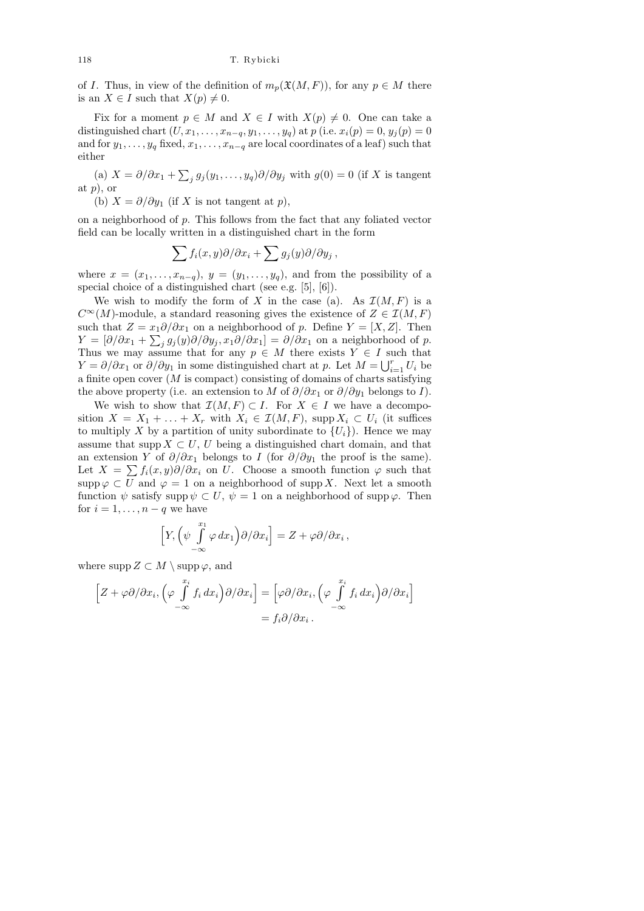of $I$. Thus, in view of the definition of $m_p(\mathfrak{X}(M,F))$, for any $p \in M$ there is an $X \in I$ such that $X(p) \neq 0$.

Fix for a moment $p \in M$ and $X \in I$ with $X(p) \neq 0$. One can take a distinguished chart $(U, x_1, \ldots, x_{n-q}, y_1, \ldots, y_q)$ at $p$ (i.e. $x_i(p) = 0$, $y_j(p) = 0$ and for $y_1, \ldots, y_q$ fixed, $x_1, \ldots, x_{n-q}$ are local coordinates of a leaf) such that either

(a) $X = \partial/\partial x_1 + \sum_j g_j(y_1, \ldots, y_q)\partial/\partial y_j$ with $g(0) = 0$ (if $X$ is tangent at $p$), or

(b) $X = \partial/\partial y_1$ (if $X$ is not tangent at $p$),

on a neighborhood of $p$. This follows from the fact that any foliated vector field can be locally written in a distinguished chart in the form

$$\sum f_i(x,y)\partial/\partial x_i + \sum g_j(y)\partial/\partial y_j\,,$$

where $x = (x_1, \ldots, x_{n-q})$, $y = (y_1, \ldots, y_q)$, and from the possibility of a special choice of a distinguished chart (see e.g. [5], [6]).

We wish to modify the form of $X$ in the case (a). As $\mathcal{I}(M,F)$ is a $C^\infty(M)$-module, a standard reasoning gives the existence of $Z \in \mathcal{I}(M,F)$ such that $Z = x_1\partial/\partial x_1$ on a neighborhood of $p$. Define $Y = [X, Z]$. Then $Y = [\partial/\partial x_1 + \sum_j g_j(y)\partial/\partial y_j, x_1\partial/\partial x_1] = \partial/\partial x_1$ on a neighborhood of $p$. Thus we may assume that for any $p \in M$ there exists $Y \in I$ such that $Y = \partial/\partial x_1$ or $\partial/\partial y_1$ in some distinguished chart at $p$. Let $M = \bigcup_{i=1}^r U_i$ be a finite open cover ($M$ is compact) consisting of domains of charts satisfying the above property (i.e. an extension to $M$ of $\partial/\partial x_1$ or $\partial/\partial y_1$ belongs to $I$).

We wish to show that $\mathcal{I}(M,F) \subset I$. For $X \in I$ we have a decomposition $X = X_1 + \ldots + X_r$ with $X_i \in \mathcal{I}(M,F)$, $\operatorname{supp} X_i \subset U_i$ (it suffices to multiply $X$ by a partition of unity subordinate to $\{U_i\}$). Hence we may assume that $\operatorname{supp} X \subset U$, $U$ being a distinguished chart domain, and that an extension $Y$ of $\partial/\partial x_1$ belongs to $I$ (for $\partial/\partial y_1$ the proof is the same). Let $X = \sum f_i(x,y)\partial/\partial x_i$ on $U$. Choose a smooth function $\varphi$ such that $\operatorname{supp}\varphi \subset U$ and $\varphi = 1$ on a neighborhood of $\operatorname{supp} X$. Next let a smooth function $\psi$ satisfy $\operatorname{supp}\psi \subset U$, $\psi = 1$ on a neighborhood of $\operatorname{supp}\varphi$. Then for $i = 1, \ldots, n-q$ we have

$$\Big[Y, \Big(\psi \int\limits_{-\infty}^{x_1} \varphi\, dx_1\Big)\partial/\partial x_i\Big] = Z + \varphi\partial/\partial x_i\,,$$

where $\operatorname{supp} Z \subset M \setminus \operatorname{supp}\varphi$, and

$$\begin{aligned}\Big[Z + \varphi\partial/\partial x_i, \Big(\varphi \int\limits_{-\infty}^{x_i} f_i\, dx_i\Big)\partial/\partial x_i\Big] &= \Big[\varphi\partial/\partial x_i, \Big(\varphi \int\limits_{-\infty}^{x_i} f_i\, dx_i\Big)\partial/\partial x_i\Big] \\ &= f_i\partial/\partial x_i\,.\end{aligned}$$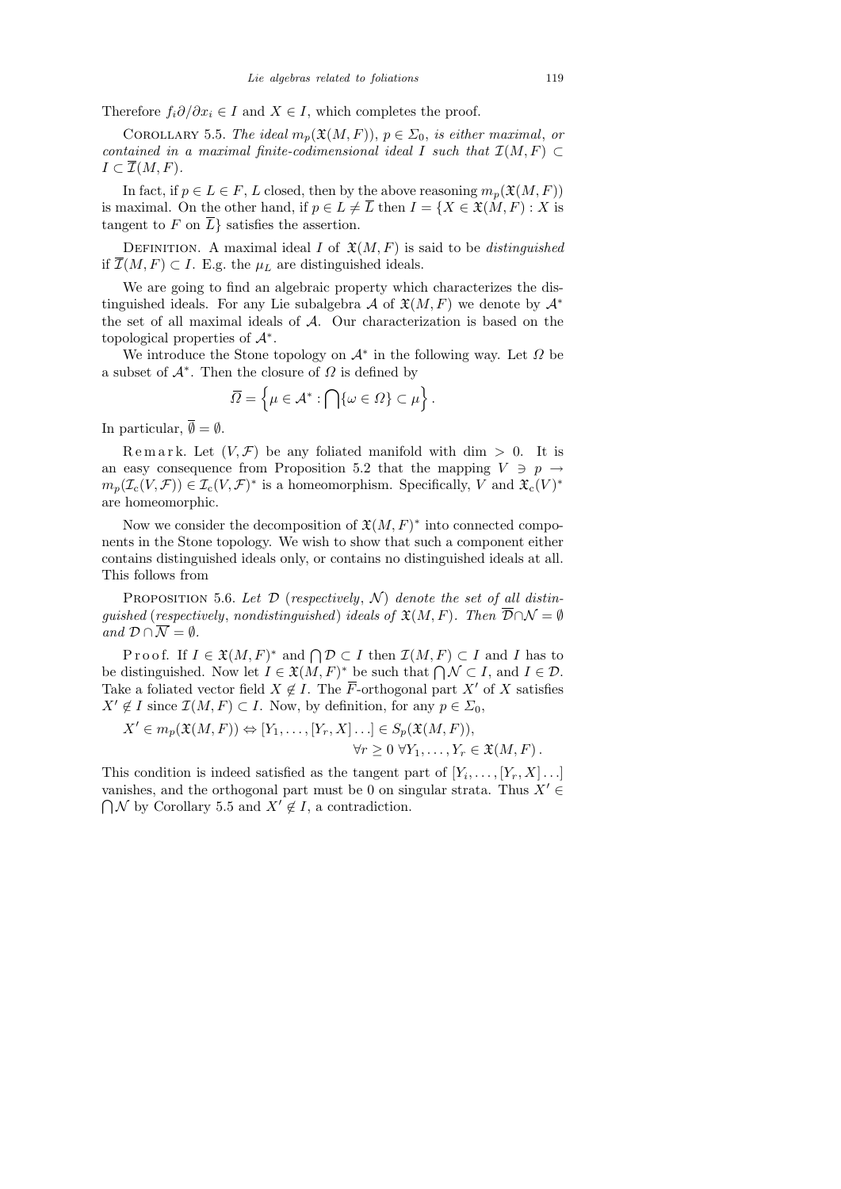Therefore $f_i \partial/\partial x_i \in I$ and $X \in I$, which completes the proof.

COROLLARY 5.5. *The ideal* $m_p(\mathfrak{X}(M,F))$, $p \in \Sigma_0$, *is either maximal*, *or contained in a maximal finite-codimensional ideal* $I$ *such that* $\mathcal{I}(M,F) \subset I \subset \overline{\mathcal{I}}(M,F)$.

In fact, if $p \in L \in F$, $L$ closed, then by the above reasoning $m_p(\mathfrak{X}(M,F))$ is maximal. On the other hand, if $p \in L \neq \overline{L}$ then $I = \{X \in \mathfrak{X}(M,F) : X$ is tangent to $F$ on $\overline{L}\}$ satisfies the assertion.

DEFINITION. A maximal ideal $I$ of $\mathfrak{X}(M,F)$ is said to be *distinguished* if $\overline{\mathcal{I}}(M,F) \subset I$. E.g. the $\mu_L$ are distinguished ideals.

We are going to find an algebraic property which characterizes the distinguished ideals. For any Lie subalgebra $\mathcal{A}$ of $\mathfrak{X}(M,F)$ we denote by $\mathcal{A}^*$ the set of all maximal ideals of $\mathcal{A}$. Our characterization is based on the topological properties of $\mathcal{A}^*$.

We introduce the Stone topology on $\mathcal{A}^*$ in the following way. Let $\Omega$ be a subset of $\mathcal{A}^*$. Then the closure of $\Omega$ is defined by

$$\overline{\Omega} = \left\{\mu \in \mathcal{A}^* : \bigcap\{\omega \in \Omega\} \subset \mu\right\}.$$

In particular, $\overline{\emptyset} = \emptyset$.

Remark. Let $(V,\mathcal{F})$ be any foliated manifold with dim $> 0$. It is an easy consequence from Proposition 5.2 that the mapping $V \ni p \to m_p(\mathcal{I}_c(V,\mathcal{F})) \in \mathcal{I}_c(V,\mathcal{F})^*$ is a homeomorphism. Specifically, $V$ and $\mathfrak{X}_c(V)^*$ are homeomorphic.

Now we consider the decomposition of $\mathfrak{X}(M,F)^*$ into connected components in the Stone topology. We wish to show that such a component either contains distinguished ideals only, or contains no distinguished ideals at all. This follows from

PROPOSITION 5.6. *Let* $\mathcal{D}$ (*respectively*, $\mathcal{N}$) *denote the set of all distinguished* (*respectively*, *nondistinguished*) *ideals of* $\mathfrak{X}(M,F)$. *Then* $\overline{\mathcal{D}} \cap \mathcal{N} = \emptyset$ *and* $\mathcal{D} \cap \overline{\mathcal{N}} = \emptyset$.

Proof. If $I \in \mathfrak{X}(M,F)^*$ and $\bigcap \mathcal{D} \subset I$ then $\mathcal{I}(M,F) \subset I$ and $I$ has to be distinguished. Now let $I \in \mathfrak{X}(M,F)^*$ be such that $\bigcap \mathcal{N} \subset I$, and $I \in \mathcal{D}$. Take a foliated vector field $X \notin I$. The $\overline{F}$-orthogonal part $X'$ of $X$ satisfies $X' \notin I$ since $\mathcal{I}(M,F) \subset I$. Now, by definition, for any $p \in \Sigma_0$,

$$X' \in m_p(\mathfrak{X}(M,F)) \Leftrightarrow [Y_1,\ldots,[Y_r,X]\ldots] \in S_p(\mathfrak{X}(M,F)), \quad \forall r \geq 0 \ \forall Y_1,\ldots,Y_r \in \mathfrak{X}(M,F).$$

This condition is indeed satisfied as the tangent part of $[Y_i,\ldots,[Y_r,X]\ldots]$ vanishes, and the orthogonal part must be 0 on singular strata. Thus $X' \in \bigcap \mathcal{N}$ by Corollary 5.5 and $X' \notin I$, a contradiction.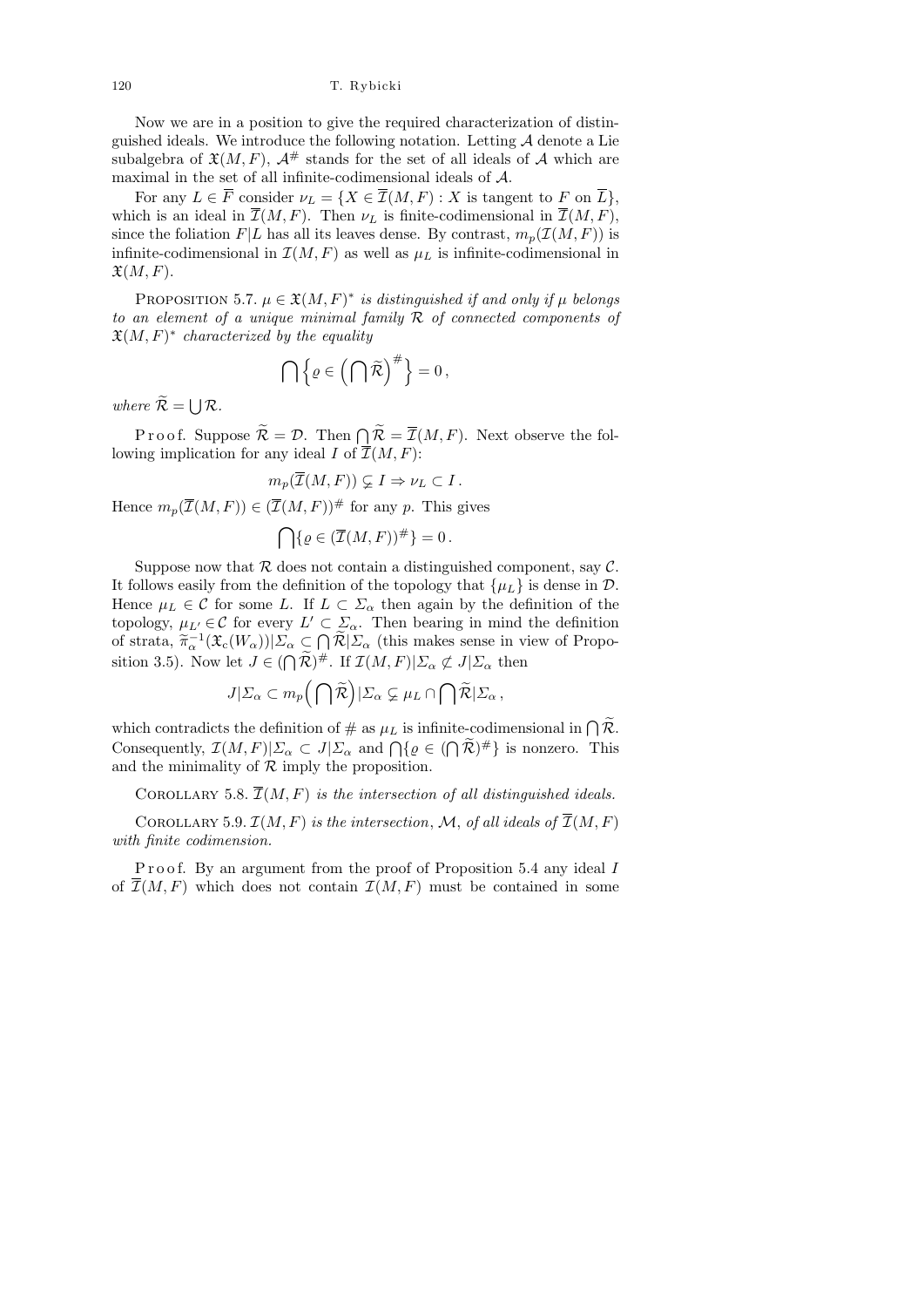Now we are in a position to give the required characterization of distinguished ideals. We introduce the following notation. Letting $\mathcal{A}$ denote a Lie subalgebra of $\mathfrak{X}(M,F)$, $\mathcal{A}^{\#}$ stands for the set of all ideals of $\mathcal{A}$ which are maximal in the set of all infinite-codimensional ideals of $\mathcal{A}$.

For any $L \in \overline{F}$ consider $\nu_L = \{X \in \overline{\mathcal{I}}(M,F) : X \text{ is tangent to } F \text{ on } \overline{L}\}$, which is an ideal in $\overline{\mathcal{I}}(M,F)$. Then $\nu_L$ is finite-codimensional in $\overline{\mathcal{I}}(M,F)$, since the foliation $F|L$ has all its leaves dense. By contrast, $m_p(\mathcal{I}(M,F))$ is infinite-codimensional in $\mathcal{I}(M,F)$ as well as $\mu_L$ is infinite-codimensional in $\mathfrak{X}(M,F)$.

Proposition 5.7. *$\mu \in \mathfrak{X}(M,F)^*$ is distinguished if and only if $\mu$ belongs to an element of a unique minimal family $\mathcal{R}$ of connected components of $\mathfrak{X}(M,F)^*$ characterized by the equality*

$$\bigcap \Big\{ \varrho \in \Big( \bigcap \widetilde{\mathcal{R}} \Big)^{\#} \Big\} = 0 \,,$$

*where $\widetilde{\mathcal{R}} = \bigcup \mathcal{R}$.*

Proof. Suppose $\widetilde{\mathcal{R}} = \mathcal{D}$. Then $\bigcap \widetilde{\mathcal{R}} = \overline{\mathcal{I}}(M,F)$. Next observe the following implication for any ideal $I$ of $\overline{\mathcal{I}}(M,F)$:

$$m_p(\overline{\mathcal{I}}(M,F)) \subsetneq I \Rightarrow \nu_L \subset I \,.$$

Hence $m_p(\overline{\mathcal{I}}(M,F)) \in (\overline{\mathcal{I}}(M,F))^{\#}$ for any $p$. This gives

$$\bigcap \{ \varrho \in (\overline{\mathcal{I}}(M,F))^{\#} \} = 0 \,.$$

Suppose now that $\mathcal{R}$ does not contain a distinguished component, say $\mathcal{C}$. It follows easily from the definition of the topology that $\{\mu_L\}$ is dense in $\mathcal{D}$. Hence $\mu_L \in \mathcal{C}$ for some $L$. If $L \subset \Sigma_\alpha$ then again by the definition of the topology, $\mu_{L'} \in \mathcal{C}$ for every $L' \subset \Sigma_\alpha$. Then bearing in mind the definition of strata, $\widetilde{\pi}_\alpha^{-1}(\mathfrak{X}_c(W_\alpha))|\Sigma_\alpha \subset \bigcap \widetilde{\mathcal{R}}|\Sigma_\alpha$ (this makes sense in view of Proposition 3.5). Now let $J \in (\bigcap \widetilde{\mathcal{R}})^{\#}$. If $\mathcal{I}(M,F)|\Sigma_\alpha \not\subset J|\Sigma_\alpha$ then

$$J|\Sigma_\alpha \subset m_p\Big( \bigcap \widetilde{\mathcal{R}} \Big)|\Sigma_\alpha \subsetneq \mu_L \cap \bigcap \widetilde{\mathcal{R}}|\Sigma_\alpha \,,$$

which contradicts the definition of $\#$ as $\mu_L$ is infinite-codimensional in $\bigcap \widetilde{\mathcal{R}}$. Consequently, $\mathcal{I}(M,F)|\Sigma_\alpha \subset J|\Sigma_\alpha$ and $\bigcap \{ \varrho \in (\bigcap \widetilde{\mathcal{R}})^{\#} \}$ is nonzero. This and the minimality of $\mathcal{R}$ imply the proposition.

Corollary 5.8. *$\overline{\mathcal{I}}(M,F)$ is the intersection of all distinguished ideals.*

Corollary 5.9. *$\mathcal{I}(M,F)$ is the intersection, $\mathcal{M}$, of all ideals of $\overline{\mathcal{I}}(M,F)$ with finite codimension.*

Proof. By an argument from the proof of Proposition 5.4 any ideal $I$ of $\overline{\mathcal{I}}(M,F)$ which does not contain $\mathcal{I}(M,F)$ must be contained in some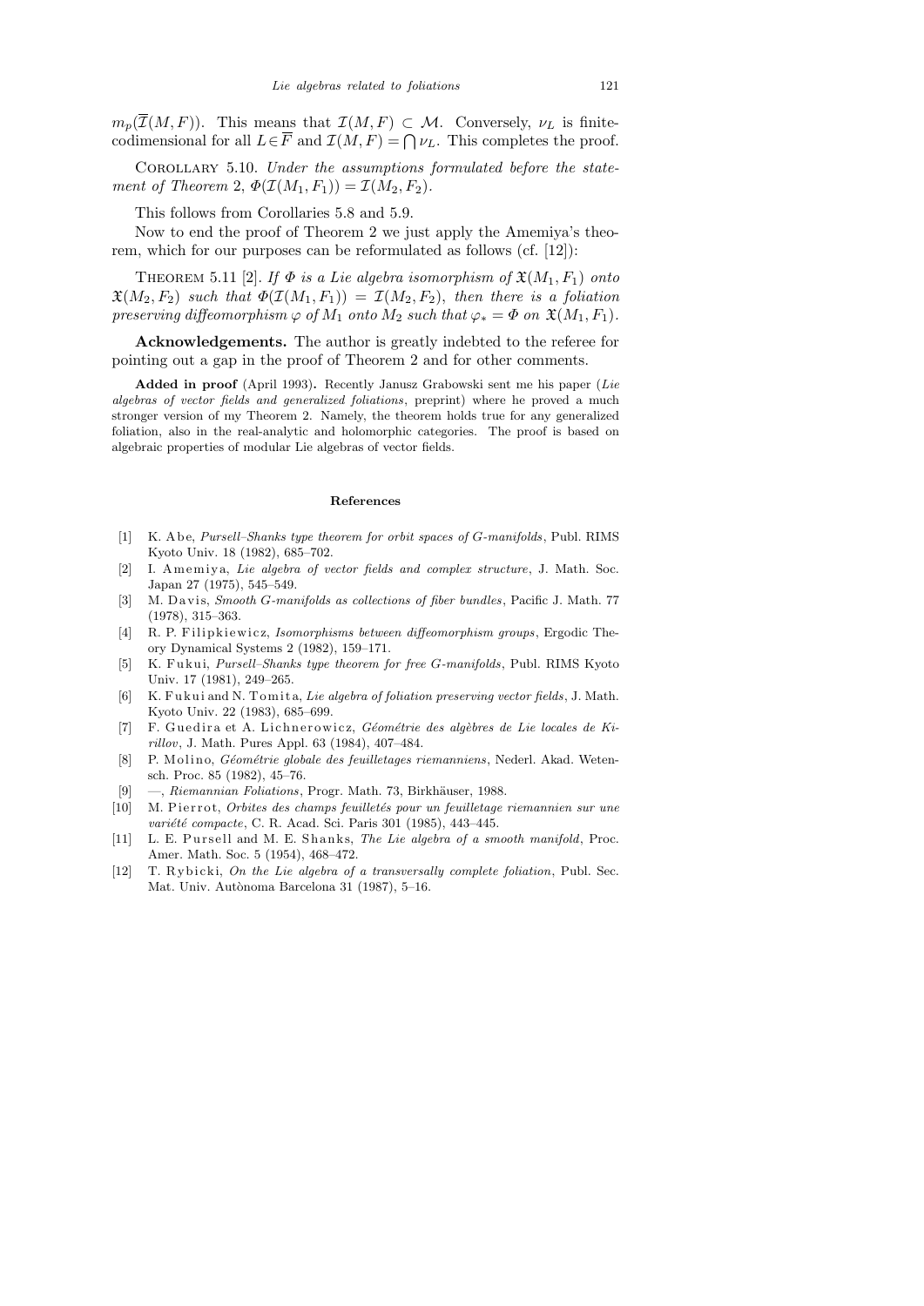$m_p(\overline{\mathcal{I}}(M,F))$. This means that $\mathcal{I}(M,F) \subset \mathcal{M}$. Conversely, $\nu_L$ is finite-codimensional for all $L \in \overline{F}$ and $\mathcal{I}(M,F) = \bigcap \nu_L$. This completes the proof.

Corollary 5.10. *Under the assumptions formulated before the statement of Theorem* 2, $\Phi(\mathcal{I}(M_1,F_1)) = \mathcal{I}(M_2,F_2)$.

This follows from Corollaries 5.8 and 5.9.

Now to end the proof of Theorem 2 we just apply the Amemiya's theorem, which for our purposes can be reformulated as follows (cf. [12]):

Theorem 5.11 [2]. *If $\Phi$ is a Lie algebra isomorphism of $\mathfrak{X}(M_1,F_1)$ onto $\mathfrak{X}(M_2,F_2)$ such that $\Phi(\mathcal{I}(M_1,F_1)) = \mathcal{I}(M_2,F_2)$, then there is a foliation preserving diffeomorphism $\varphi$ of $M_1$ onto $M_2$ such that $\varphi_* = \Phi$ on $\mathfrak{X}(M_1,F_1)$.*

**Acknowledgements.** The author is greatly indebted to the referee for pointing out a gap in the proof of Theorem 2 and for other comments.

**Added in proof** (April 1993). Recently Janusz Grabowski sent me his paper (*Lie algebras of vector fields and generalized foliations*, preprint) where he proved a much stronger version of my Theorem 2. Namely, the theorem holds true for any generalized foliation, also in the real-analytic and holomorphic categories. The proof is based on algebraic properties of modular Lie algebras of vector fields.

## References

[1] K. Abe, *Pursell–Shanks type theorem for orbit spaces of G-manifolds*, Publ. RIMS Kyoto Univ. 18 (1982), 685–702.

[2] I. Amemiya, *Lie algebra of vector fields and complex structure*, J. Math. Soc. Japan 27 (1975), 545–549.

[3] M. Davis, *Smooth G-manifolds as collections of fiber bundles*, Pacific J. Math. 77 (1978), 315–363.

[4] R. P. Filipkiewicz, *Isomorphisms between diffeomorphism groups*, Ergodic Theory Dynamical Systems 2 (1982), 159–171.

[5] K. Fukui, *Pursell–Shanks type theorem for free G-manifolds*, Publ. RIMS Kyoto Univ. 17 (1981), 249–265.

[6] K. Fukui and N. Tomita, *Lie algebra of foliation preserving vector fields*, J. Math. Kyoto Univ. 22 (1983), 685–699.

[7] F. Guedira et A. Lichnerowicz, *Géométrie des algèbres de Lie locales de Kirillov*, J. Math. Pures Appl. 63 (1984), 407–484.

[8] P. Molino, *Géométrie globale des feuilletages riemanniens*, Nederl. Akad. Wetensch. Proc. 85 (1982), 45–76.

[9] —, *Riemannian Foliations*, Progr. Math. 73, Birkhäuser, 1988.

[10] M. Pierrot, *Orbites des champs feuilletés pour un feuilletage riemannien sur une variété compacte*, C. R. Acad. Sci. Paris 301 (1985), 443–445.

[11] L. E. Pursell and M. E. Shanks, *The Lie algebra of a smooth manifold*, Proc. Amer. Math. Soc. 5 (1954), 468–472.

[12] T. Rybicki, *On the Lie algebra of a transversally complete foliation*, Publ. Sec. Mat. Univ. Autònoma Barcelona 31 (1987), 5–16.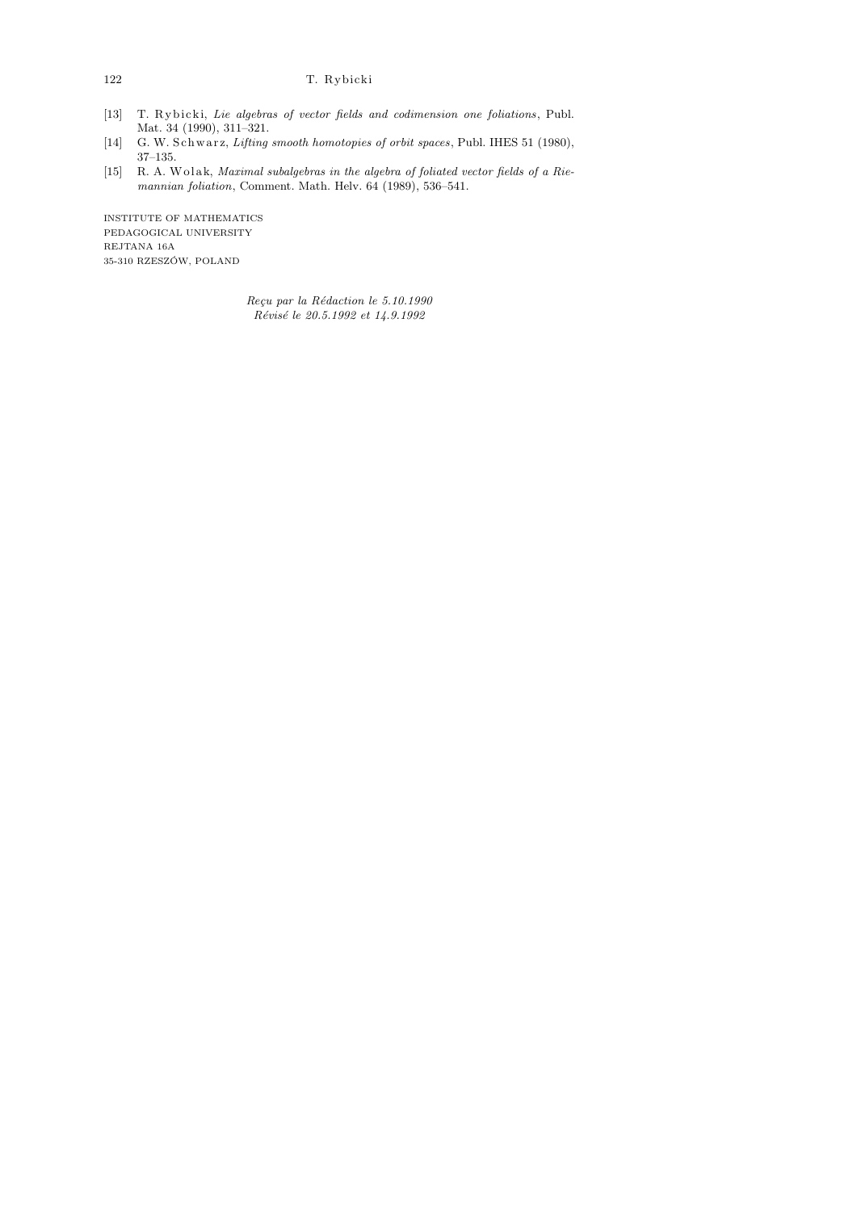[13] T. Rybicki, *Lie algebras of vector fields and codimension one foliations*, Publ. Mat. 34 (1990), 311–321.

[14] G. W. Schwarz, *Lifting smooth homotopies of orbit spaces*, Publ. IHES 51 (1980), 37–135.

[15] R. A. Wolak, *Maximal subalgebras in the algebra of foliated vector fields of a Riemannian foliation*, Comment. Math. Helv. 64 (1989), 536–541.

INSTITUTE OF MATHEMATICS
PEDAGOGICAL UNIVERSITY
REJTANA 16A
35-310 RZESZÓW, POLAND

*Reçu par la Rédaction le 5.10.1990*
*Révisé le 20.5.1992 et 14.9.1992*